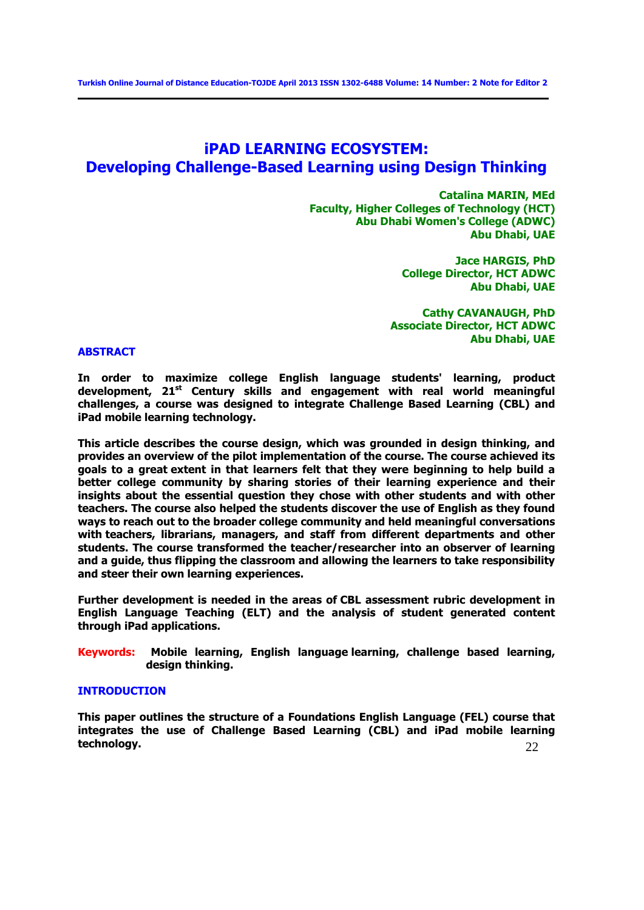# iPAD LEARNING ECOSYSTEM: Developing Challenge-Based Learning using Design Thinking

**Catalina MARIN, MEd**
**Faculty, Higher Colleges of Technology (HCT)**
**Abu Dhabi Women's College (ADWC)**
**Abu Dhabi, UAE**

**Jace HARGIS, PhD**
**College Director, HCT ADWC**
**Abu Dhabi, UAE**

**Cathy CAVANAUGH, PhD**
**Associate Director, HCT ADWC**
**Abu Dhabi, UAE**

## ABSTRACT

**In order to maximize college English language students' learning, product development, 21st Century skills and engagement with real world meaningful challenges, a course was designed to integrate Challenge Based Learning (CBL) and iPad mobile learning technology.**

**This article describes the course design, which was grounded in design thinking, and provides an overview of the pilot implementation of the course. The course achieved its goals to a great extent in that learners felt that they were beginning to help build a better college community by sharing stories of their learning experience and their insights about the essential question they chose with other students and with other teachers. The course also helped the students discover the use of English as they found ways to reach out to the broader college community and held meaningful conversations with teachers, librarians, managers, and staff from different departments and other students. The course transformed the teacher/researcher into an observer of learning and a guide, thus flipping the classroom and allowing the learners to take responsibility and steer their own learning experiences.**

**Further development is needed in the areas of CBL assessment rubric development in English Language Teaching (ELT) and the analysis of student generated content through iPad applications.**

**Keywords:** **Mobile learning, English language learning, challenge based learning, design thinking.**

## INTRODUCTION

**This paper outlines the structure of a Foundations English Language (FEL) course that integrates the use of Challenge Based Learning (CBL) and iPad mobile learning technology.**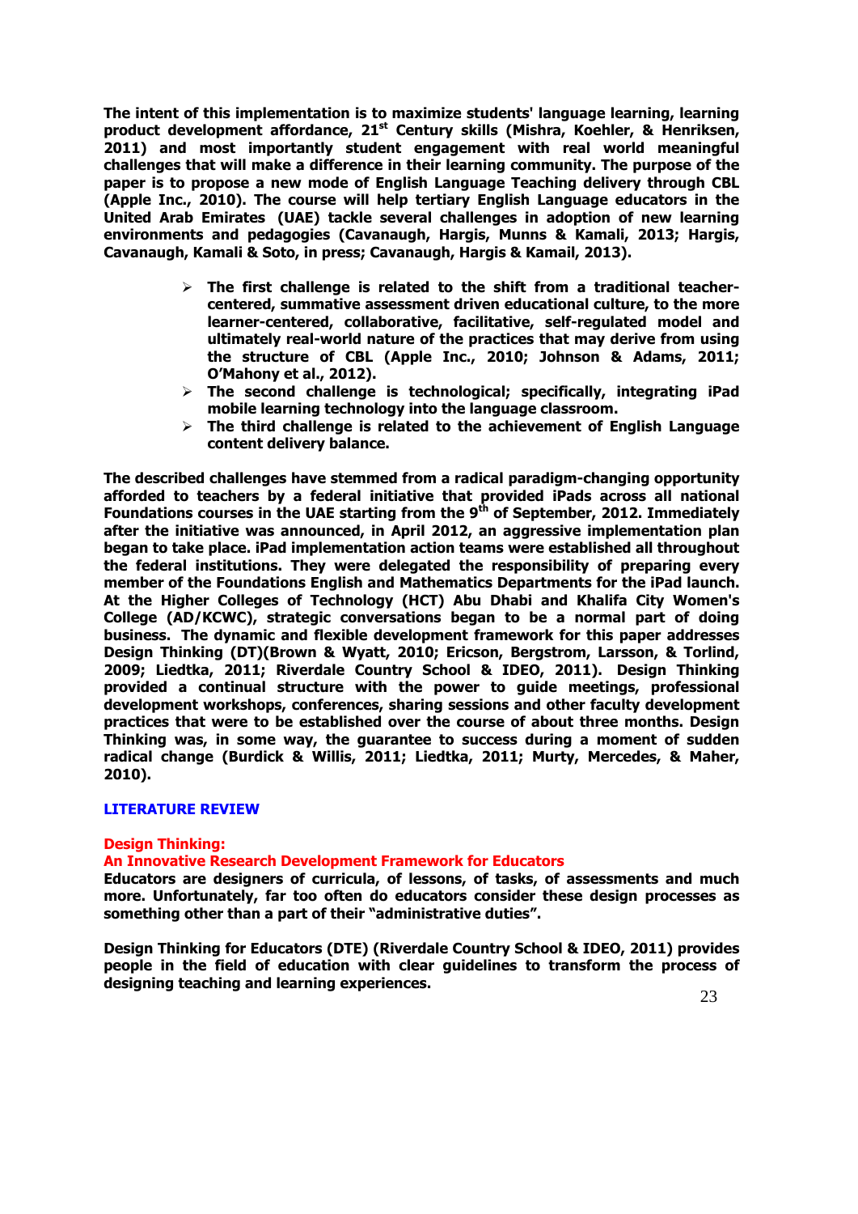**The intent of this implementation is to maximize students' language learning, learning product development affordance, 21st Century skills (Mishra, Koehler, & Henriksen, 2011) and most importantly student engagement with real world meaningful challenges that will make a difference in their learning community. The purpose of the paper is to propose a new mode of English Language Teaching delivery through CBL (Apple Inc., 2010). The course will help tertiary English Language educators in the United Arab Emirates (UAE) tackle several challenges in adoption of new learning environments and pedagogies (Cavanaugh, Hargis, Munns & Kamali, 2013; Hargis, Cavanaugh, Kamali & Soto, in press; Cavanaugh, Hargis & Kamail, 2013).**

- **The first challenge is related to the shift from a traditional teacher-centered, summative assessment driven educational culture, to the more learner-centered, collaborative, facilitative, self-regulated model and ultimately real-world nature of the practices that may derive from using the structure of CBL (Apple Inc., 2010; Johnson & Adams, 2011; O'Mahony et al., 2012).**
- **The second challenge is technological; specifically, integrating iPad mobile learning technology into the language classroom.**
- **The third challenge is related to the achievement of English Language content delivery balance.**

**The described challenges have stemmed from a radical paradigm-changing opportunity afforded to teachers by a federal initiative that provided iPads across all national Foundations courses in the UAE starting from the 9th of September, 2012. Immediately after the initiative was announced, in April 2012, an aggressive implementation plan began to take place. iPad implementation action teams were established all throughout the federal institutions. They were delegated the responsibility of preparing every member of the Foundations English and Mathematics Departments for the iPad launch. At the Higher Colleges of Technology (HCT) Abu Dhabi and Khalifa City Women's College (AD/KCWC), strategic conversations began to be a normal part of doing business. The dynamic and flexible development framework for this paper addresses Design Thinking (DT)(Brown & Wyatt, 2010; Ericson, Bergstrom, Larsson, & Torlind, 2009; Liedtka, 2011; Riverdale Country School & IDEO, 2011). Design Thinking provided a continual structure with the power to guide meetings, professional development workshops, conferences, sharing sessions and other faculty development practices that were to be established over the course of about three months. Design Thinking was, in some way, the guarantee to success during a moment of sudden radical change (Burdick & Willis, 2011; Liedtka, 2011; Murty, Mercedes, & Maher, 2010).**

## LITERATURE REVIEW

### Design Thinking:
### An Innovative Research Development Framework for Educators

**Educators are designers of curricula, of lessons, of tasks, of assessments and much more. Unfortunately, far too often do educators consider these design processes as something other than a part of their "administrative duties".**

**Design Thinking for Educators (DTE) (Riverdale Country School & IDEO, 2011) provides people in the field of education with clear guidelines to transform the process of designing teaching and learning experiences.**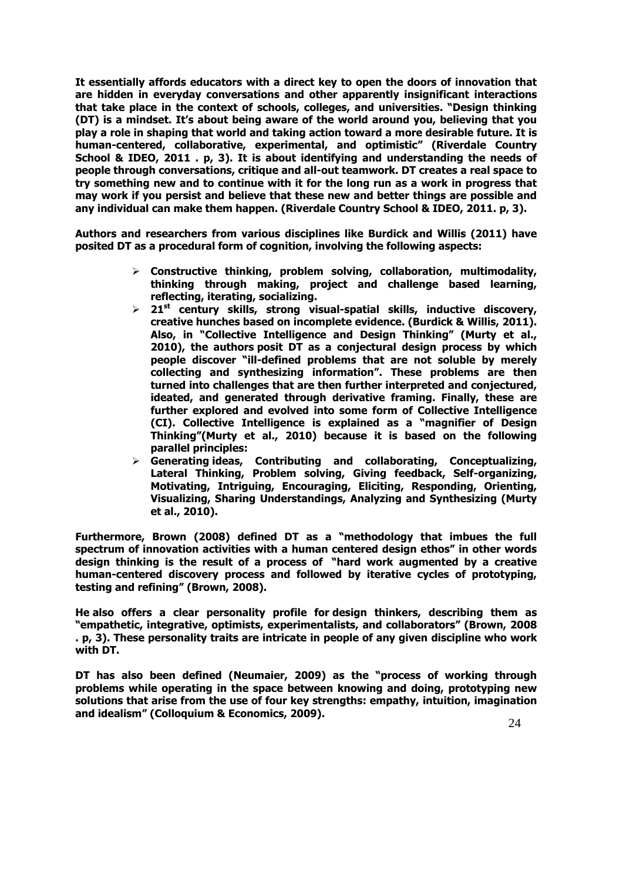**It essentially affords educators with a direct key to open the doors of innovation that are hidden in everyday conversations and other apparently insignificant interactions that take place in the context of schools, colleges, and universities. "Design thinking (DT) is a mindset. It's about being aware of the world around you, believing that you play a role in shaping that world and taking action toward a more desirable future. It is human-centered, collaborative, experimental, and optimistic" (Riverdale Country School & IDEO, 2011 . p, 3). It is about identifying and understanding the needs of people through conversations, critique and all-out teamwork. DT creates a real space to try something new and to continue with it for the long run as a work in progress that may work if you persist and believe that these new and better things are possible and any individual can make them happen. (Riverdale Country School & IDEO, 2011. p, 3).**

**Authors and researchers from various disciplines like Burdick and Willis (2011) have posited DT as a procedural form of cognition, involving the following aspects:**

- **Constructive thinking, problem solving, collaboration, multimodality, thinking through making, project and challenge based learning, reflecting, iterating, socializing.**
- **21st century skills, strong visual-spatial skills, inductive discovery, creative hunches based on incomplete evidence. (Burdick & Willis, 2011). Also, in "Collective Intelligence and Design Thinking" (Murty et al., 2010), the authors posit DT as a conjectural design process by which people discover "ill-defined problems that are not soluble by merely collecting and synthesizing information". These problems are then turned into challenges that are then further interpreted and conjectured, ideated, and generated through derivative framing. Finally, these are further explored and evolved into some form of Collective Intelligence (CI). Collective Intelligence is explained as a "magnifier of Design Thinking"(Murty et al., 2010) because it is based on the following parallel principles:**
- **Generating ideas, Contributing and collaborating, Conceptualizing, Lateral Thinking, Problem solving, Giving feedback, Self-organizing, Motivating, Intriguing, Encouraging, Eliciting, Responding, Orienting, Visualizing, Sharing Understandings, Analyzing and Synthesizing (Murty et al., 2010).**

**Furthermore, Brown (2008) defined DT as a "methodology that imbues the full spectrum of innovation activities with a human centered design ethos" in other words design thinking is the result of a process of "hard work augmented by a creative human-centered discovery process and followed by iterative cycles of prototyping, testing and refining" (Brown, 2008).**

**He also offers a clear personality profile for design thinkers, describing them as "empathetic, integrative, optimists, experimentalists, and collaborators" (Brown, 2008 . p, 3). These personality traits are intricate in people of any given discipline who work with DT.**

**DT has also been defined (Neumaier, 2009) as the "process of working through problems while operating in the space between knowing and doing, prototyping new solutions that arise from the use of four key strengths: empathy, intuition, imagination and idealism" (Colloquium & Economics, 2009).**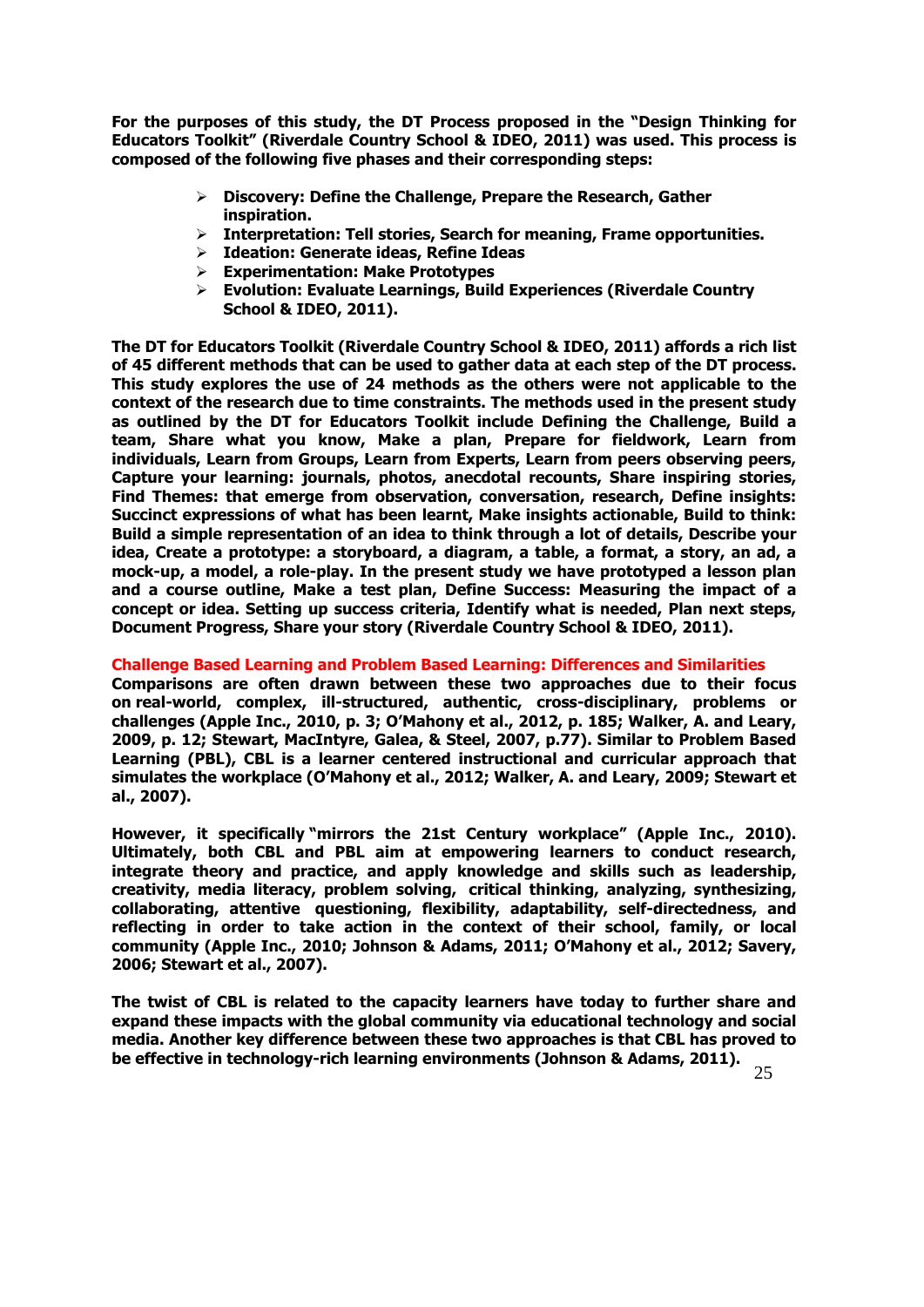**For the purposes of this study, the DT Process proposed in the "Design Thinking for Educators Toolkit" (Riverdale Country School & IDEO, 2011) was used. This process is composed of the following five phases and their corresponding steps:**

- **Discovery: Define the Challenge, Prepare the Research, Gather inspiration.**
- **Interpretation: Tell stories, Search for meaning, Frame opportunities.**
- **Ideation: Generate ideas, Refine Ideas**
- **Experimentation: Make Prototypes**
- **Evolution: Evaluate Learnings, Build Experiences (Riverdale Country School & IDEO, 2011).**

**The DT for Educators Toolkit (Riverdale Country School & IDEO, 2011) affords a rich list of 45 different methods that can be used to gather data at each step of the DT process. This study explores the use of 24 methods as the others were not applicable to the context of the research due to time constraints. The methods used in the present study as outlined by the DT for Educators Toolkit include Defining the Challenge, Build a team, Share what you know, Make a plan, Prepare for fieldwork, Learn from individuals, Learn from Groups, Learn from Experts, Learn from peers observing peers, Capture your learning: journals, photos, anecdotal recounts, Share inspiring stories, Find Themes: that emerge from observation, conversation, research, Define insights: Succinct expressions of what has been learnt, Make insights actionable, Build to think: Build a simple representation of an idea to think through a lot of details, Describe your idea, Create a prototype: a storyboard, a diagram, a table, a format, a story, an ad, a mock-up, a model, a role-play. In the present study we have prototyped a lesson plan and a course outline, Make a test plan, Define Success: Measuring the impact of a concept or idea. Setting up success criteria, Identify what is needed, Plan next steps, Document Progress, Share your story (Riverdale Country School & IDEO, 2011).**

## Challenge Based Learning and Problem Based Learning: Differences and Similarities

**Comparisons are often drawn between these two approaches due to their focus on real-world, complex, ill-structured, authentic, cross-disciplinary, problems or challenges (Apple Inc., 2010, p. 3; O'Mahony et al., 2012, p. 185; Walker, A. and Leary, 2009, p. 12; Stewart, MacIntyre, Galea, & Steel, 2007, p.77). Similar to Problem Based Learning (PBL), CBL is a learner centered instructional and curricular approach that simulates the workplace (O'Mahony et al., 2012; Walker, A. and Leary, 2009; Stewart et al., 2007).**

**However, it specifically "mirrors the 21st Century workplace" (Apple Inc., 2010). Ultimately, both CBL and PBL aim at empowering learners to conduct research, integrate theory and practice, and apply knowledge and skills such as leadership, creativity, media literacy, problem solving, critical thinking, analyzing, synthesizing, collaborating, attentive questioning, flexibility, adaptability, self-directedness, and reflecting in order to take action in the context of their school, family, or local community (Apple Inc., 2010; Johnson & Adams, 2011; O'Mahony et al., 2012; Savery, 2006; Stewart et al., 2007).**

**The twist of CBL is related to the capacity learners have today to further share and expand these impacts with the global community via educational technology and social media. Another key difference between these two approaches is that CBL has proved to be effective in technology-rich learning environments (Johnson & Adams, 2011).**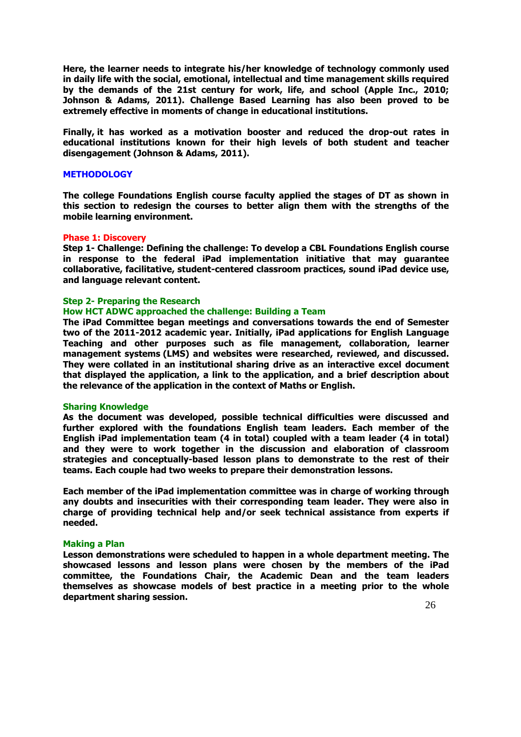**Here, the learner needs to integrate his/her knowledge of technology commonly used in daily life with the social, emotional, intellectual and time management skills required by the demands of the 21st century for work, life, and school (Apple Inc., 2010; Johnson & Adams, 2011). Challenge Based Learning has also been proved to be extremely effective in moments of change in educational institutions.**

**Finally, it has worked as a motivation booster and reduced the drop-out rates in educational institutions known for their high levels of both student and teacher disengagement (Johnson & Adams, 2011).**

## METHODOLOGY

**The college Foundations English course faculty applied the stages of DT as shown in this section to redesign the courses to better align them with the strengths of the mobile learning environment.**

### Phase 1: Discovery

**Step 1- Challenge: Defining the challenge: To develop a CBL Foundations English course in response to the federal iPad implementation initiative that may guarantee collaborative, facilitative, student-centered classroom practices, sound iPad device use, and language relevant content.**

#### Step 2- Preparing the Research

#### How HCT ADWC approached the challenge: Building a Team

**The iPad Committee began meetings and conversations towards the end of Semester two of the 2011-2012 academic year. Initially, iPad applications for English Language Teaching and other purposes such as file management, collaboration, learner management systems (LMS) and websites were researched, reviewed, and discussed. They were collated in an institutional sharing drive as an interactive excel document that displayed the application, a link to the application, and a brief description about the relevance of the application in the context of Maths or English.**

#### Sharing Knowledge

**As the document was developed, possible technical difficulties were discussed and further explored with the foundations English team leaders. Each member of the English iPad implementation team (4 in total) coupled with a team leader (4 in total) and they were to work together in the discussion and elaboration of classroom strategies and conceptually-based lesson plans to demonstrate to the rest of their teams. Each couple had two weeks to prepare their demonstration lessons.**

**Each member of the iPad implementation committee was in charge of working through any doubts and insecurities with their corresponding team leader. They were also in charge of providing technical help and/or seek technical assistance from experts if needed.**

#### Making a Plan

**Lesson demonstrations were scheduled to happen in a whole department meeting. The showcased lessons and lesson plans were chosen by the members of the iPad committee, the Foundations Chair, the Academic Dean and the team leaders themselves as showcase models of best practice in a meeting prior to the whole department sharing session.**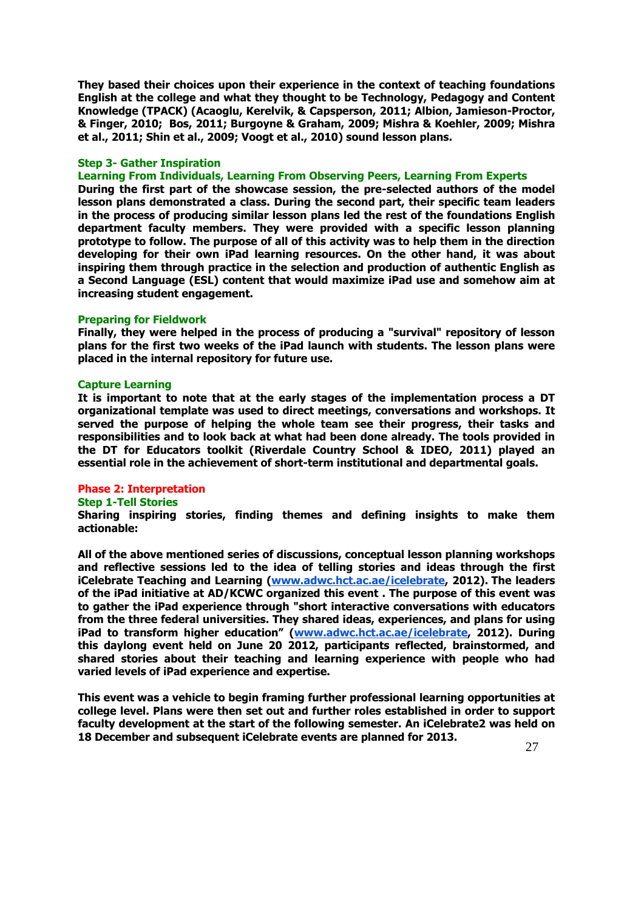**They based their choices upon their experience in the context of teaching foundations English at the college and what they thought to be Technology, Pedagogy and Content Knowledge (TPACK) (Acaoglu, Kerelvik, & Capsperson, 2011; Albion, Jamieson-Proctor, & Finger, 2010; Bos, 2011; Burgoyne & Graham, 2009; Mishra & Koehler, 2009; Mishra et al., 2011; Shin et al., 2009; Voogt et al., 2010) sound lesson plans.**

### Step 3- Gather Inspiration

#### Learning From Individuals, Learning From Observing Peers, Learning From Experts

**During the first part of the showcase session, the pre-selected authors of the model lesson plans demonstrated a class. During the second part, their specific team leaders in the process of producing similar lesson plans led the rest of the foundations English department faculty members. They were provided with a specific lesson planning prototype to follow. The purpose of all of this activity was to help them in the direction developing for their own iPad learning resources. On the other hand, it was about inspiring them through practice in the selection and production of authentic English as a Second Language (ESL) content that would maximize iPad use and somehow aim at increasing student engagement.**

### Preparing for Fieldwork

**Finally, they were helped in the process of producing a "survival" repository of lesson plans for the first two weeks of the iPad launch with students. The lesson plans were placed in the internal repository for future use.**

### Capture Learning

**It is important to note that at the early stages of the implementation process a DT organizational template was used to direct meetings, conversations and workshops. It served the purpose of helping the whole team see their progress, their tasks and responsibilities and to look back at what had been done already. The tools provided in the DT for Educators toolkit (Riverdale Country School & IDEO, 2011) played an essential role in the achievement of short-term institutional and departmental goals.**

## Phase 2: Interpretation

### Step 1-Tell Stories

**Sharing inspiring stories, finding themes and defining insights to make them actionable:**

**All of the above mentioned series of discussions, conceptual lesson planning workshops and reflective sessions led to the idea of telling stories and ideas through the first iCelebrate Teaching and Learning (www.adwc.hct.ac.ae/icelebrate, 2012). The leaders of the iPad initiative at AD/KCWC organized this event . The purpose of this event was to gather the iPad experience through "short interactive conversations with educators from the three federal universities. They shared ideas, experiences, and plans for using iPad to transform higher education" (www.adwc.hct.ac.ae/icelebrate, 2012). During this daylong event held on June 20 2012, participants reflected, brainstormed, and shared stories about their teaching and learning experience with people who had varied levels of iPad experience and expertise.**

**This event was a vehicle to begin framing further professional learning opportunities at college level. Plans were then set out and further roles established in order to support faculty development at the start of the following semester. An iCelebrate2 was held on 18 December and subsequent iCelebrate events are planned for 2013.**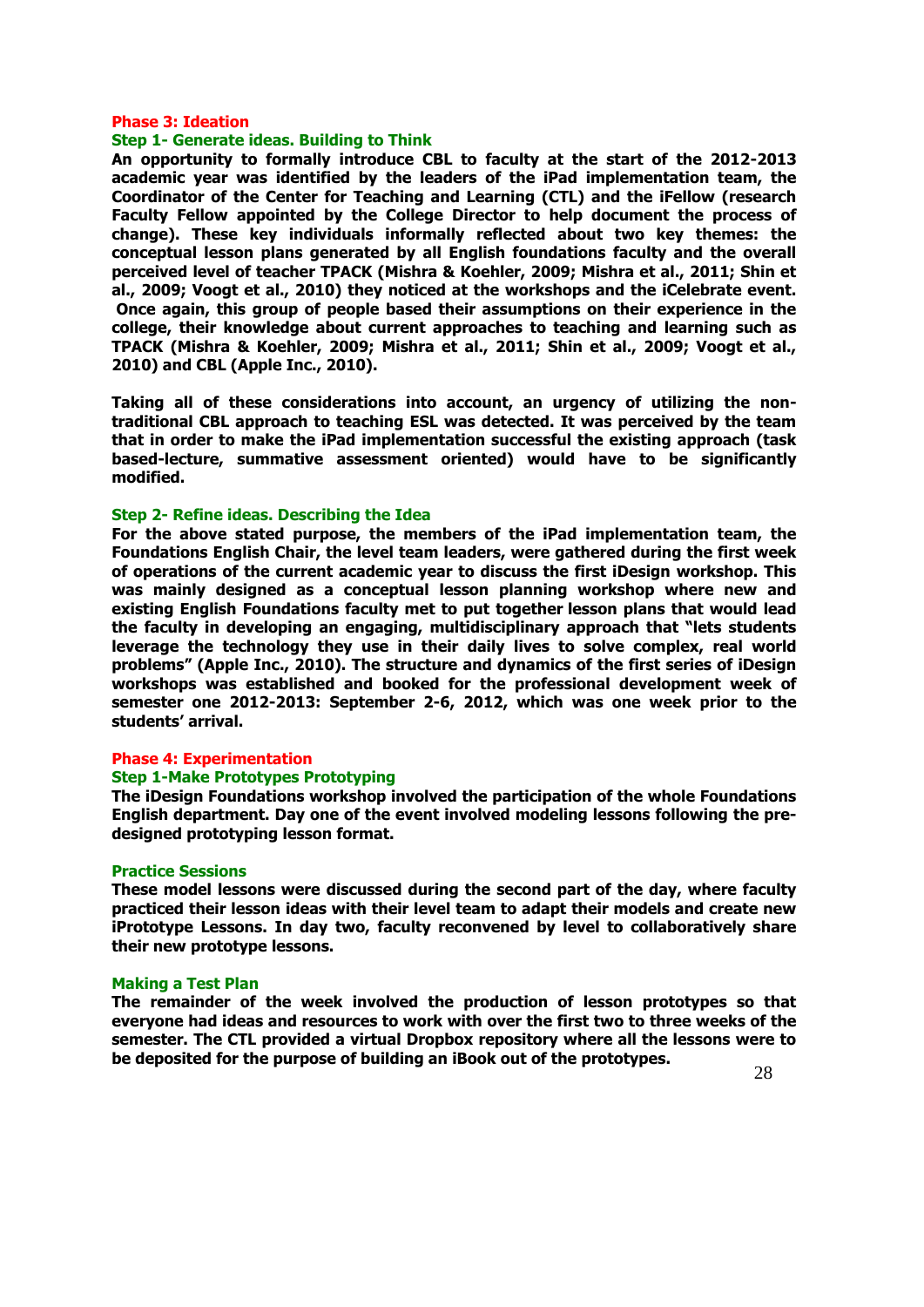### Phase 3: Ideation

#### Step 1- Generate ideas. Building to Think

**An opportunity to formally introduce CBL to faculty at the start of the 2012-2013 academic year was identified by the leaders of the iPad implementation team, the Coordinator of the Center for Teaching and Learning (CTL) and the iFellow (research Faculty Fellow appointed by the College Director to help document the process of change). These key individuals informally reflected about two key themes: the conceptual lesson plans generated by all English foundations faculty and the overall perceived level of teacher TPACK (Mishra & Koehler, 2009; Mishra et al., 2011; Shin et al., 2009; Voogt et al., 2010) they noticed at the workshops and the iCelebrate event. Once again, this group of people based their assumptions on their experience in the college, their knowledge about current approaches to teaching and learning such as TPACK (Mishra & Koehler, 2009; Mishra et al., 2011; Shin et al., 2009; Voogt et al., 2010) and CBL (Apple Inc., 2010).**

**Taking all of these considerations into account, an urgency of utilizing the non-traditional CBL approach to teaching ESL was detected. It was perceived by the team that in order to make the iPad implementation successful the existing approach (task based-lecture, summative assessment oriented) would have to be significantly modified.**

#### Step 2- Refine ideas. Describing the Idea

**For the above stated purpose, the members of the iPad implementation team, the Foundations English Chair, the level team leaders, were gathered during the first week of operations of the current academic year to discuss the first iDesign workshop. This was mainly designed as a conceptual lesson planning workshop where new and existing English Foundations faculty met to put together lesson plans that would lead the faculty in developing an engaging, multidisciplinary approach that "lets students leverage the technology they use in their daily lives to solve complex, real world problems" (Apple Inc., 2010). The structure and dynamics of the first series of iDesign workshops was established and booked for the professional development week of semester one 2012-2013: September 2-6, 2012, which was one week prior to the students' arrival.**

### Phase 4: Experimentation

#### Step 1-Make Prototypes Prototyping

**The iDesign Foundations workshop involved the participation of the whole Foundations English department. Day one of the event involved modeling lessons following the pre-designed prototyping lesson format.**

#### Practice Sessions

**These model lessons were discussed during the second part of the day, where faculty practiced their lesson ideas with their level team to adapt their models and create new iPrototype Lessons. In day two, faculty reconvened by level to collaboratively share their new prototype lessons.**

#### Making a Test Plan

**The remainder of the week involved the production of lesson prototypes so that everyone had ideas and resources to work with over the first two to three weeks of the semester. The CTL provided a virtual Dropbox repository where all the lessons were to be deposited for the purpose of building an iBook out of the prototypes.**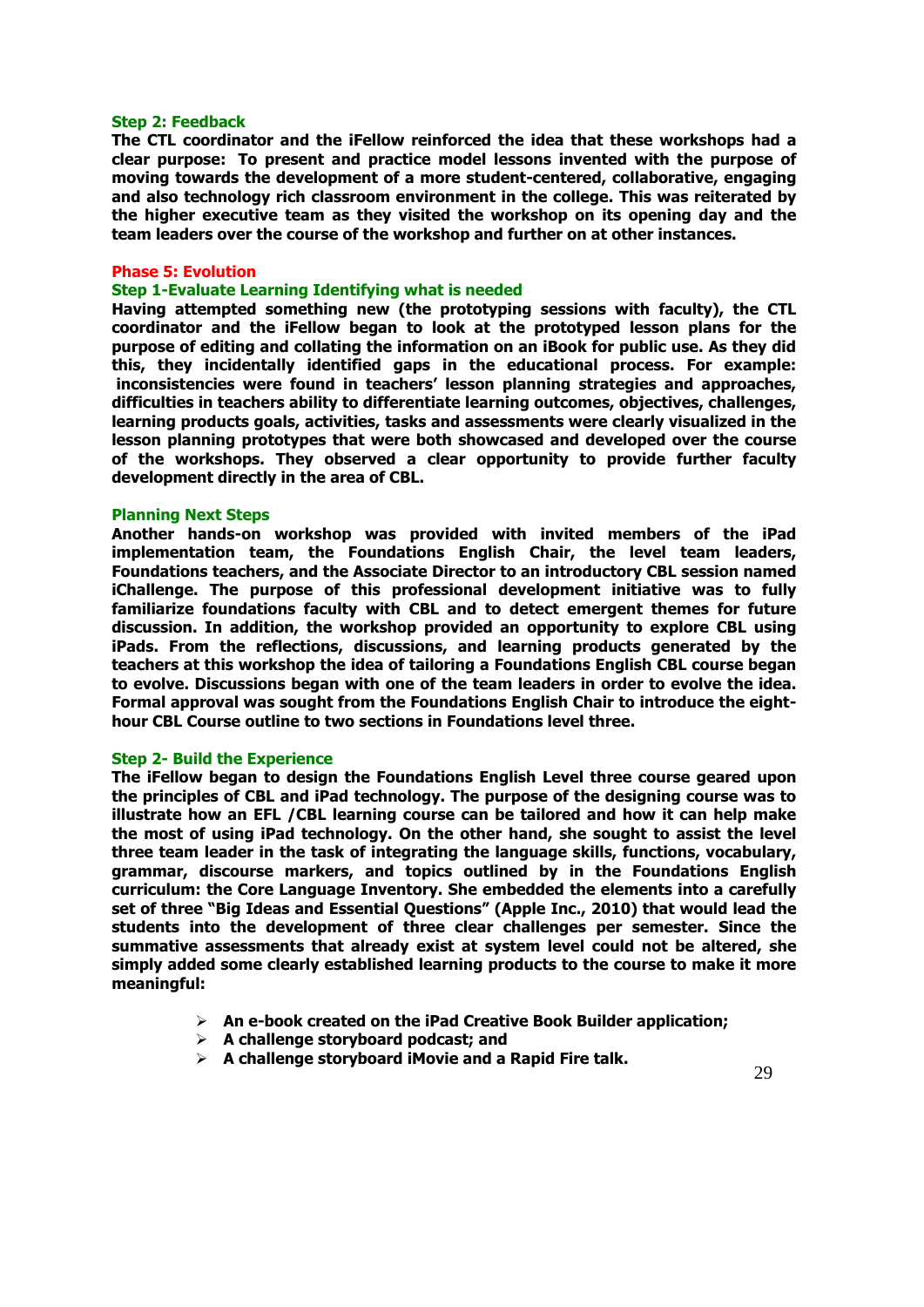### Step 2: Feedback

**The CTL coordinator and the iFellow reinforced the idea that these workshops had a clear purpose: To present and practice model lessons invented with the purpose of moving towards the development of a more student-centered, collaborative, engaging and also technology rich classroom environment in the college. This was reiterated by the higher executive team as they visited the workshop on its opening day and the team leaders over the course of the workshop and further on at other instances.**

## Phase 5: Evolution

### Step 1-Evaluate Learning Identifying what is needed

**Having attempted something new (the prototyping sessions with faculty), the CTL coordinator and the iFellow began to look at the prototyped lesson plans for the purpose of editing and collating the information on an iBook for public use. As they did this, they incidentally identified gaps in the educational process. For example: inconsistencies were found in teachers' lesson planning strategies and approaches, difficulties in teachers ability to differentiate learning outcomes, objectives, challenges, learning products goals, activities, tasks and assessments were clearly visualized in the lesson planning prototypes that were both showcased and developed over the course of the workshops. They observed a clear opportunity to provide further faculty development directly in the area of CBL.**

### Planning Next Steps

**Another hands-on workshop was provided with invited members of the iPad implementation team, the Foundations English Chair, the level team leaders, Foundations teachers, and the Associate Director to an introductory CBL session named iChallenge. The purpose of this professional development initiative was to fully familiarize foundations faculty with CBL and to detect emergent themes for future discussion. In addition, the workshop provided an opportunity to explore CBL using iPads. From the reflections, discussions, and learning products generated by the teachers at this workshop the idea of tailoring a Foundations English CBL course began to evolve. Discussions began with one of the team leaders in order to evolve the idea. Formal approval was sought from the Foundations English Chair to introduce the eight-hour CBL Course outline to two sections in Foundations level three.**

### Step 2- Build the Experience

**The iFellow began to design the Foundations English Level three course geared upon the principles of CBL and iPad technology. The purpose of the designing course was to illustrate how an EFL /CBL learning course can be tailored and how it can help make the most of using iPad technology. On the other hand, she sought to assist the level three team leader in the task of integrating the language skills, functions, vocabulary, grammar, discourse markers, and topics outlined by in the Foundations English curriculum: the Core Language Inventory. She embedded the elements into a carefully set of three "Big Ideas and Essential Questions" (Apple Inc., 2010) that would lead the students into the development of three clear challenges per semester. Since the summative assessments that already exist at system level could not be altered, she simply added some clearly established learning products to the course to make it more meaningful:**

- **An e-book created on the iPad Creative Book Builder application;**
- **A challenge storyboard podcast; and**
- **A challenge storyboard iMovie and a Rapid Fire talk.**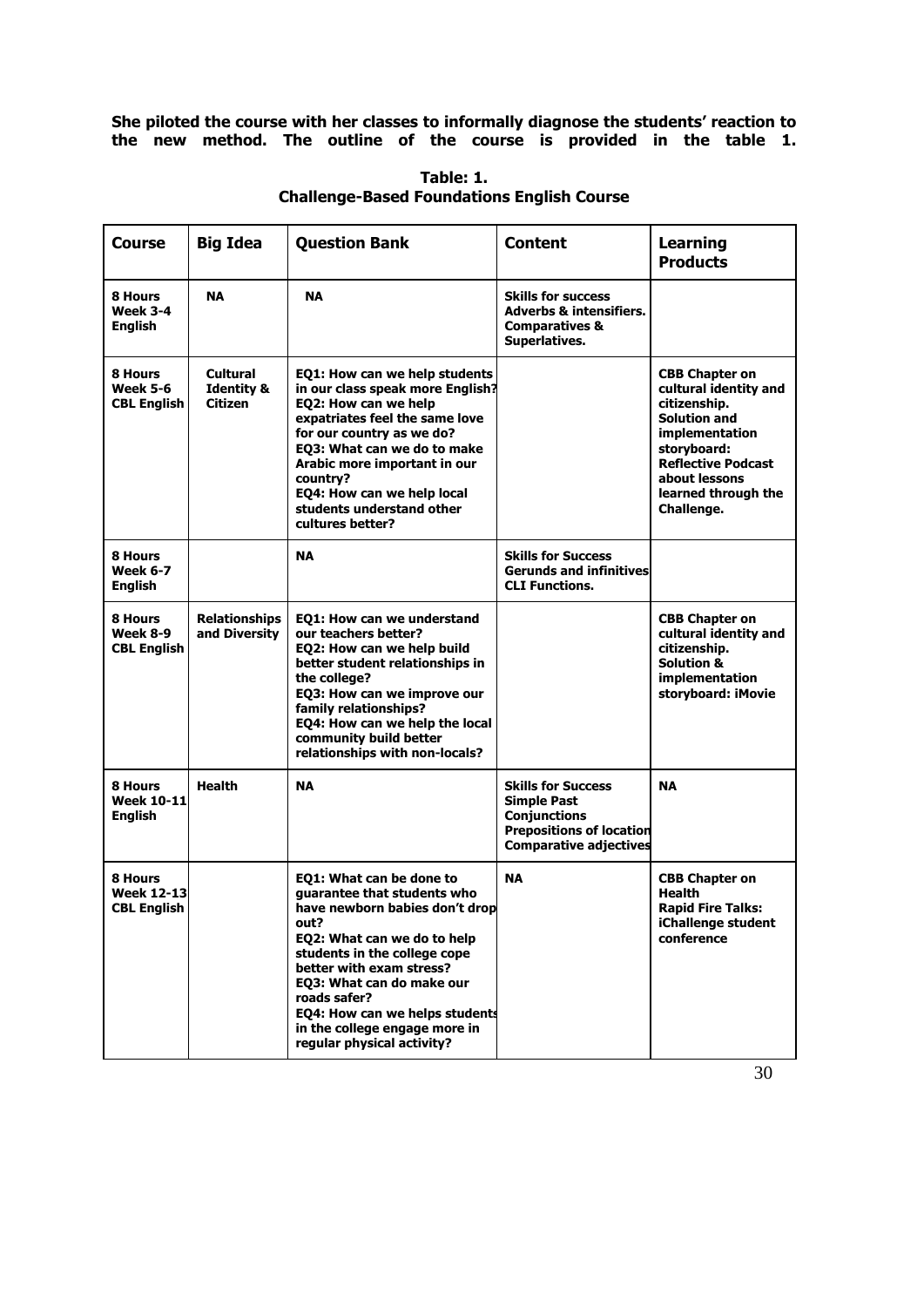**She piloted the course with her classes to informally diagnose the students' reaction to the new method. The outline of the course is provided in the table 1.**

**Table: 1.**
**Challenge-Based Foundations English Course**

| Course | Big Idea | Question Bank | Content | Learning Products |
|---|---|---|---|---|
| **8 Hours Week 3-4 English** | **NA** | **NA** | **Skills for success Adverbs & intensifiers. Comparatives & Superlatives.** | |
| **8 Hours Week 5-6 CBL English** | **Cultural Identity & Citizen** | **EQ1: How can we help students in our class speak more English? EQ2: How can we help expatriates feel the same love for our country as we do? EQ3: What can we do to make Arabic more important in our country? EQ4: How can we help local students understand other cultures better?** | | **CBB Chapter on cultural identity and citizenship. Solution and implementation storyboard: Reflective Podcast about lessons learned through the Challenge.** |
| **8 Hours Week 6-7 English** | | **NA** | **Skills for Success Gerunds and infinitives CLI Functions.** | |
| **8 Hours Week 8-9 CBL English** | **Relationships and Diversity** | **EQ1: How can we understand our teachers better? EQ2: How can we help build better student relationships in the college? EQ3: How can we improve our family relationships? EQ4: How can we help the local community build better relationships with non-locals?** | | **CBB Chapter on cultural identity and citizenship. Solution & implementation storyboard: iMovie** |
| **8 Hours Week 10-11 English** | **Health** | **NA** | **Skills for Success Simple Past Conjunctions Prepositions of location Comparative adjectives** | **NA** |
| **8 Hours Week 12-13 CBL English** | | **EQ1: What can be done to guarantee that students who have newborn babies don't drop out? EQ2: What can we do to help students in the college cope better with exam stress? EQ3: What can do make our roads safer? EQ4: How can we helps students in the college engage more in regular physical activity?** | **NA** | **CBB Chapter on Health Rapid Fire Talks: iChallenge student conference** |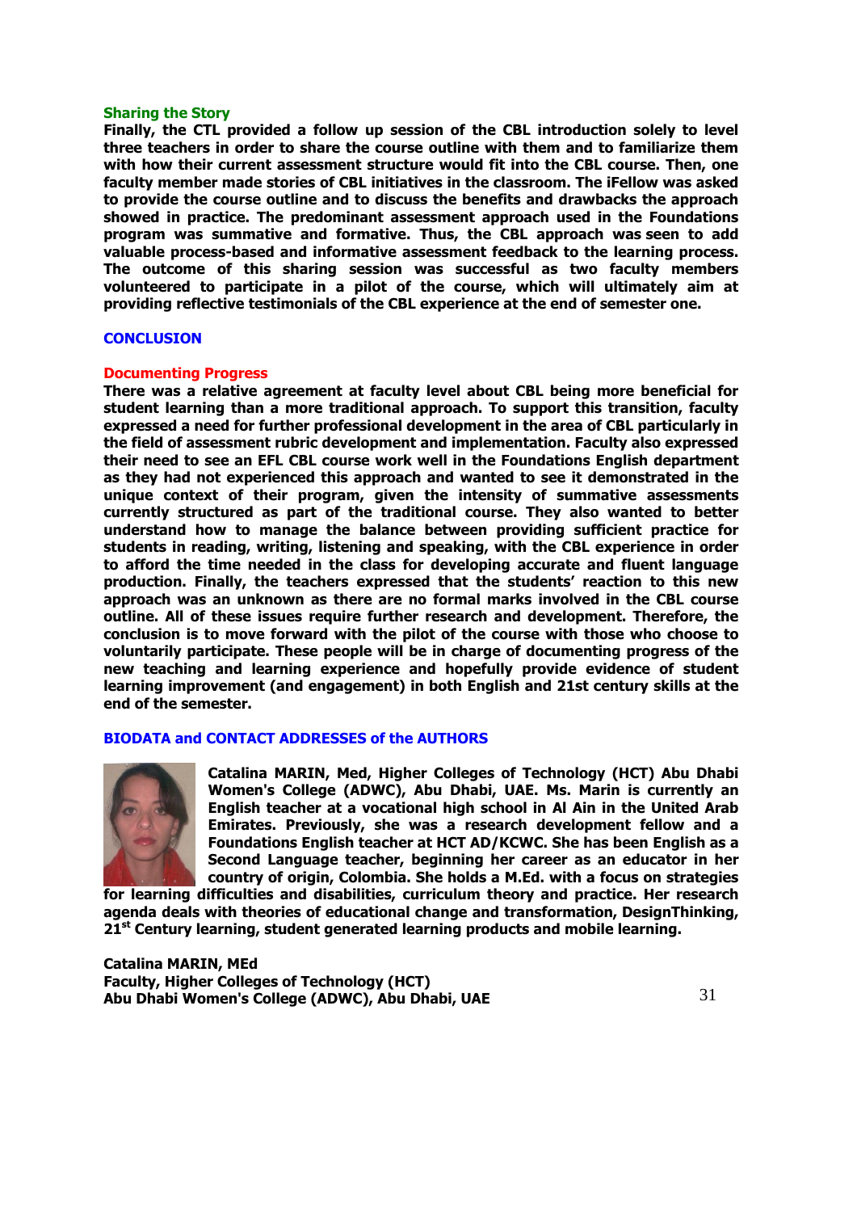### Sharing the Story

**Finally, the CTL provided a follow up session of the CBL introduction solely to level three teachers in order to share the course outline with them and to familiarize them with how their current assessment structure would fit into the CBL course. Then, one faculty member made stories of CBL initiatives in the classroom. The iFellow was asked to provide the course outline and to discuss the benefits and drawbacks the approach showed in practice. The predominant assessment approach used in the Foundations program was summative and formative. Thus, the CBL approach was seen to add valuable process-based and informative assessment feedback to the learning process. The outcome of this sharing session was successful as two faculty members volunteered to participate in a pilot of the course, which will ultimately aim at providing reflective testimonials of the CBL experience at the end of semester one.**

## CONCLUSION

### Documenting Progress

**There was a relative agreement at faculty level about CBL being more beneficial for student learning than a more traditional approach. To support this transition, faculty expressed a need for further professional development in the area of CBL particularly in the field of assessment rubric development and implementation. Faculty also expressed their need to see an EFL CBL course work well in the Foundations English department as they had not experienced this approach and wanted to see it demonstrated in the unique context of their program, given the intensity of summative assessments currently structured as part of the traditional course. They also wanted to better understand how to manage the balance between providing sufficient practice for students in reading, writing, listening and speaking, with the CBL experience in order to afford the time needed in the class for developing accurate and fluent language production. Finally, the teachers expressed that the students' reaction to this new approach was an unknown as there are no formal marks involved in the CBL course outline. All of these issues require further research and development. Therefore, the conclusion is to move forward with the pilot of the course with those who choose to voluntarily participate. These people will be in charge of documenting progress of the new teaching and learning experience and hopefully provide evidence of student learning improvement (and engagement) in both English and 21st century skills at the end of the semester.**

## BIODATA and CONTACT ADDRESSES of the AUTHORS

**Catalina MARIN, Med, Higher Colleges of Technology (HCT) Abu Dhabi Women's College (ADWC), Abu Dhabi, UAE. Ms. Marin is currently an English teacher at a vocational high school in Al Ain in the United Arab Emirates. Previously, she was a research development fellow and a Foundations English teacher at HCT AD/KCWC. She has been English as a Second Language teacher, beginning her career as an educator in her country of origin, Colombia. She holds a M.Ed. with a focus on strategies for learning difficulties and disabilities, curriculum theory and practice. Her research agenda deals with theories of educational change and transformation, DesignThinking, 21st Century learning, student generated learning products and mobile learning.**

**Catalina MARIN, MEd**
**Faculty, Higher Colleges of Technology (HCT)**
**Abu Dhabi Women's College (ADWC), Abu Dhabi, UAE**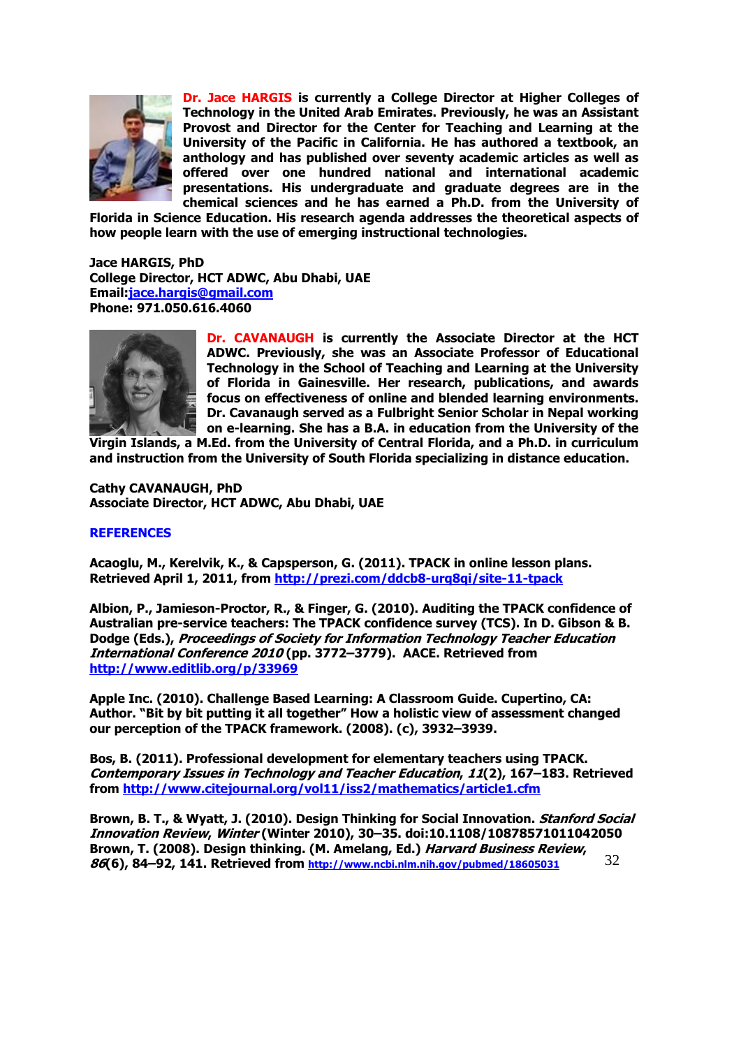**Dr. Jace HARGIS** is currently a College Director at Higher Colleges of Technology in the United Arab Emirates. Previously, he was an Assistant Provost and Director for the Center for Teaching and Learning at the University of the Pacific in California. He has authored a textbook, an anthology and has published over seventy academic articles as well as offered over one hundred national and international academic presentations. His undergraduate and graduate degrees are in the chemical sciences and he has earned a Ph.D. from the University of Florida in Science Education. His research agenda addresses the theoretical aspects of how people learn with the use of emerging instructional technologies.

**Jace HARGIS, PhD**
**College Director, HCT ADWC, Abu Dhabi, UAE**
**Email:jace.hargis@gmail.com**
**Phone: 971.050.616.4060**

**Dr. CAVANAUGH** is currently the Associate Director at the HCT ADWC. Previously, she was an Associate Professor of Educational Technology in the School of Teaching and Learning at the University of Florida in Gainesville. Her research, publications, and awards focus on effectiveness of online and blended learning environments. Dr. Cavanaugh served as a Fulbright Senior Scholar in Nepal working on e-learning. She has a B.A. in education from the University of the Virgin Islands, a M.Ed. from the University of Central Florida, and a Ph.D. in curriculum and instruction from the University of South Florida specializing in distance education.

**Cathy CAVANAUGH, PhD**
**Associate Director, HCT ADWC, Abu Dhabi, UAE**

## REFERENCES

Acaoglu, M., Kerelvik, K., & Capsperson, G. (2011). TPACK in online lesson plans. Retrieved April 1, 2011, from http://prezi.com/ddcb8-urq8qi/site-11-tpack

Albion, P., Jamieson-Proctor, R., & Finger, G. (2010). Auditing the TPACK confidence of Australian pre-service teachers: The TPACK confidence survey (TCS). In D. Gibson & B. Dodge (Eds.), *Proceedings of Society for Information Technology Teacher Education International Conference 2010* (pp. 3772–3779). AACE. Retrieved from http://www.editlib.org/p/33969

Apple Inc. (2010). Challenge Based Learning: A Classroom Guide. Cupertino, CA: Author. "Bit by bit putting it all together" How a holistic view of assessment changed our perception of the TPACK framework. (2008). (c), 3932–3939.

Bos, B. (2011). Professional development for elementary teachers using TPACK. *Contemporary Issues in Technology and Teacher Education, 11*(2), 167–183. Retrieved from http://www.citejournal.org/vol11/iss2/mathematics/article1.cfm

Brown, B. T., & Wyatt, J. (2010). Design Thinking for Social Innovation. *Stanford Social Innovation Review, Winter* (Winter 2010), 30–35. doi:10.1108/10878571011042050
Brown, T. (2008). Design thinking. (M. Amelang, Ed.) *Harvard Business Review, 86*(6), 84–92, 141. Retrieved from http://www.ncbi.nlm.nih.gov/pubmed/18605031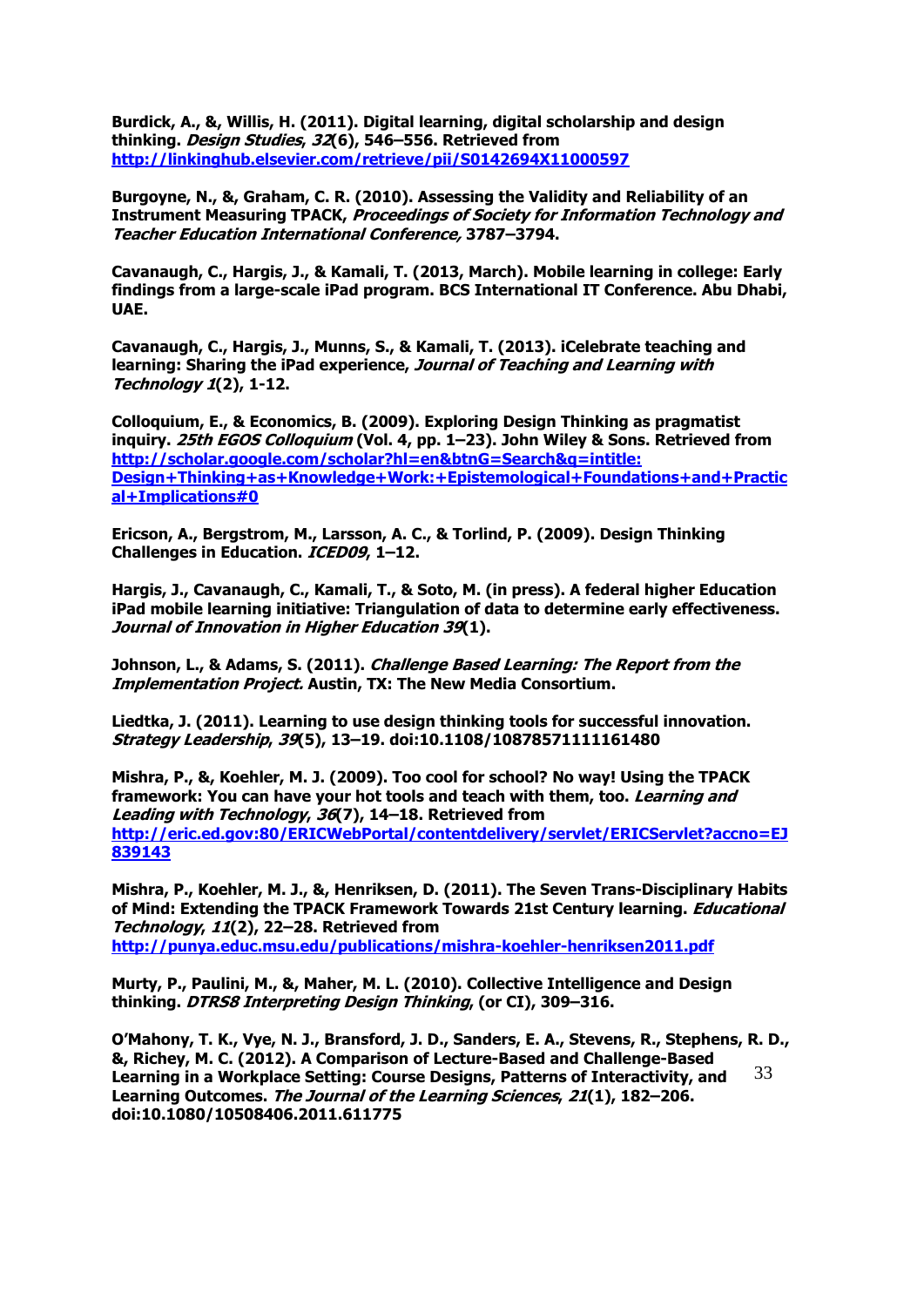**Burdick, A., &, Willis, H. (2011). Digital learning, digital scholarship and design thinking. *Design Studies*, *32*(6), 546–556. Retrieved from http://linkinghub.elsevier.com/retrieve/pii/S0142694X11000597**

**Burgoyne, N., &, Graham, C. R. (2010). Assessing the Validity and Reliability of an Instrument Measuring TPACK, *Proceedings of Society for Information Technology and Teacher Education International Conference,* 3787–3794.**

**Cavanaugh, C., Hargis, J., & Kamali, T. (2013, March). Mobile learning in college: Early findings from a large-scale iPad program. BCS International IT Conference. Abu Dhabi, UAE.**

**Cavanaugh, C., Hargis, J., Munns, S., & Kamali, T. (2013). iCelebrate teaching and learning: Sharing the iPad experience, *Journal of Teaching and Learning with Technology 1*(2), 1-12.**

**Colloquium, E., & Economics, B. (2009). Exploring Design Thinking as pragmatist inquiry. *25th EGOS Colloquium* (Vol. 4, pp. 1–23). John Wiley & Sons. Retrieved from http://scholar.google.com/scholar?hl=en&btnG=Search&q=intitle:Design+Thinking+as+Knowledge+Work:+Epistemological+Foundations+and+Practical+Implications#0**

**Ericson, A., Bergstrom, M., Larsson, A. C., & Torlind, P. (2009). Design Thinking Challenges in Education. *ICED09*, 1–12.**

**Hargis, J., Cavanaugh, C., Kamali, T., & Soto, M. (in press). A federal higher Education iPad mobile learning initiative: Triangulation of data to determine early effectiveness. *Journal of Innovation in Higher Education 39*(1).**

**Johnson, L., & Adams, S. (2011). *Challenge Based Learning: The Report from the Implementation Project.* Austin, TX: The New Media Consortium.**

**Liedtka, J. (2011). Learning to use design thinking tools for successful innovation. *Strategy Leadership*, *39*(5), 13–19. doi:10.1108/10878571111161480**

**Mishra, P., &, Koehler, M. J. (2009). Too cool for school? No way! Using the TPACK framework: You can have your hot tools and teach with them, too. *Learning and Leading with Technology*, *36*(7), 14–18. Retrieved from http://eric.ed.gov:80/ERICWebPortal/contentdelivery/servlet/ERICServlet?accno=EJ839143**

**Mishra, P., Koehler, M. J., &, Henriksen, D. (2011). The Seven Trans-Disciplinary Habits of Mind: Extending the TPACK Framework Towards 21st Century learning. *Educational Technology*, *11*(2), 22–28. Retrieved from http://punya.educ.msu.edu/publications/mishra-koehler-henriksen2011.pdf**

**Murty, P., Paulini, M., &, Maher, M. L. (2010). Collective Intelligence and Design thinking. *DTRS8 Interpreting Design Thinking*, (or CI), 309–316.**

**O'Mahony, T. K., Vye, N. J., Bransford, J. D., Sanders, E. A., Stevens, R., Stephens, R. D., &, Richey, M. C. (2012). A Comparison of Lecture-Based and Challenge-Based Learning in a Workplace Setting: Course Designs, Patterns of Interactivity, and Learning Outcomes. *The Journal of the Learning Sciences*, *21*(1), 182–206. doi:10.1080/10508406.2011.611775**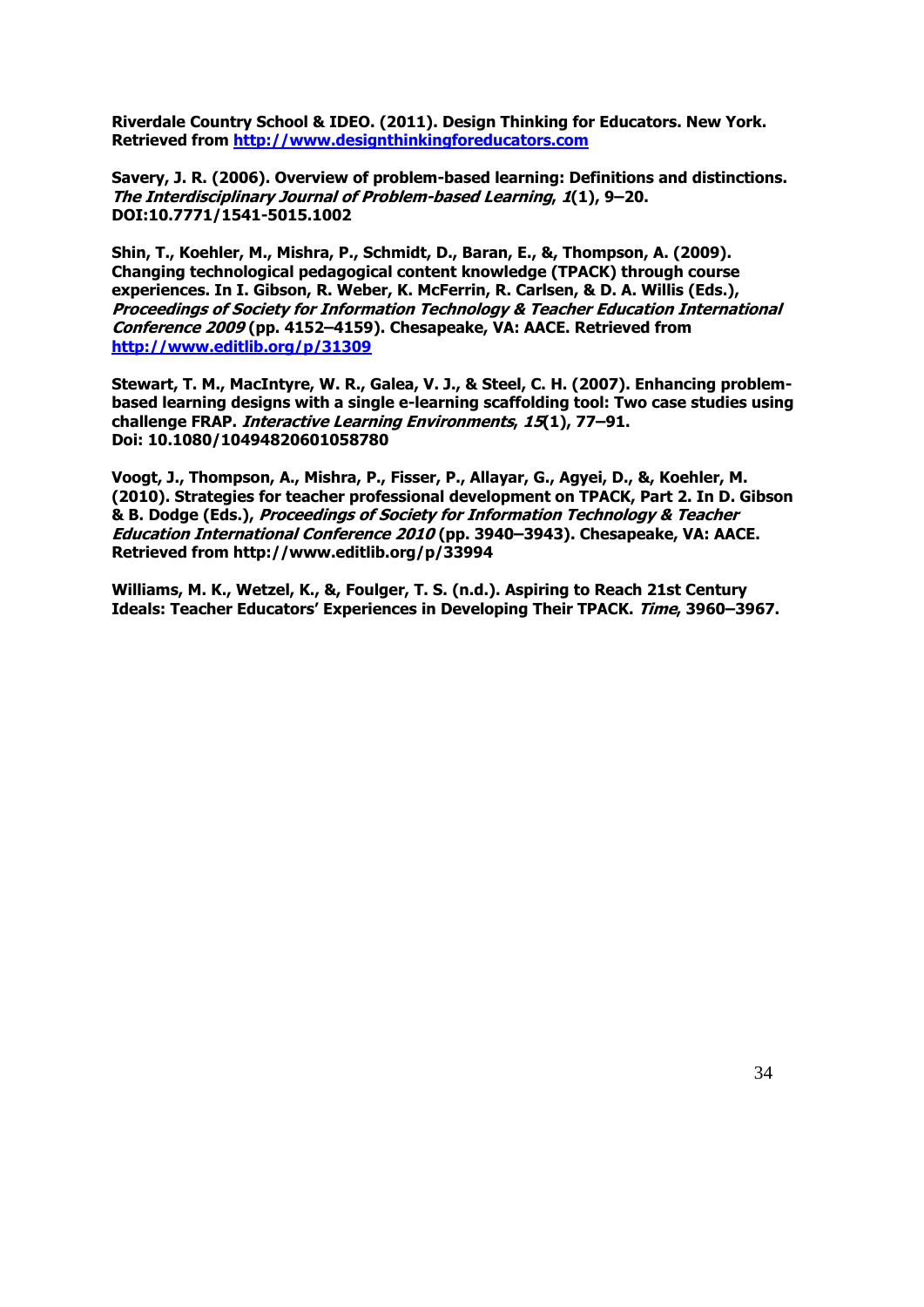**Riverdale Country School & IDEO. (2011). Design Thinking for Educators. New York. Retrieved from [http://www.designthinkingforeducators.com](http://www.designthinkingforeducators.com)**

**Savery, J. R. (2006). Overview of problem-based learning: Definitions and distinctions. *The Interdisciplinary Journal of Problem-based Learning*, *1*(1), 9–20. DOI:10.7771/1541-5015.1002**

**Shin, T., Koehler, M., Mishra, P., Schmidt, D., Baran, E., &, Thompson, A. (2009). Changing technological pedagogical content knowledge (TPACK) through course experiences. In I. Gibson, R. Weber, K. McFerrin, R. Carlsen, & D. A. Willis (Eds.), *Proceedings of Society for Information Technology & Teacher Education International Conference 2009* (pp. 4152–4159). Chesapeake, VA: AACE. Retrieved from [http://www.editlib.org/p/31309](http://www.editlib.org/p/31309)**

**Stewart, T. M., MacIntyre, W. R., Galea, V. J., & Steel, C. H. (2007). Enhancing problem-based learning designs with a single e-learning scaffolding tool: Two case studies using challenge FRAP. *Interactive Learning Environments*, *15*(1), 77–91. Doi: 10.1080/10494820601058780**

**Voogt, J., Thompson, A., Mishra, P., Fisser, P., Allayar, G., Agyei, D., &, Koehler, M. (2010). Strategies for teacher professional development on TPACK, Part 2. In D. Gibson & B. Dodge (Eds.), *Proceedings of Society for Information Technology & Teacher Education International Conference 2010* (pp. 3940–3943). Chesapeake, VA: AACE. Retrieved from http://www.editlib.org/p/33994**

**Williams, M. K., Wetzel, K., &, Foulger, T. S. (n.d.). Aspiring to Reach 21st Century Ideals: Teacher Educators' Experiences in Developing Their TPACK. *Time*, 3960–3967.**